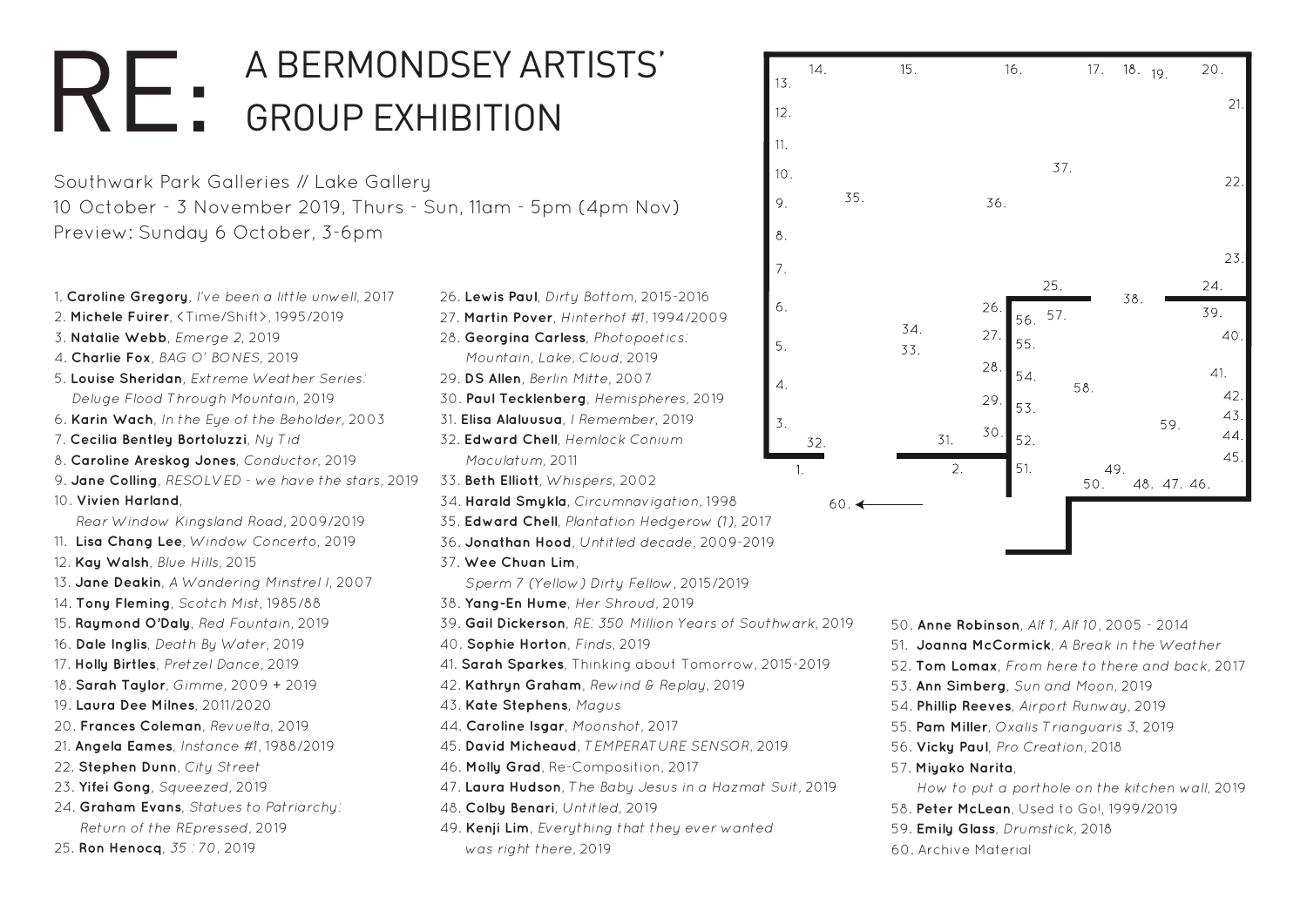# RE: A BERMONDSEY ARTISTS' GROUP EXHIBITION

Southwark Park Galleries // Lake Gallery
10 October - 3 November 2019, Thurs - Sun, 11am - 5pm (4pm Nov)
Preview: Sunday 6 October, 3-6pm

1. **Caroline Gregory**, *I've been a little unwell*, 2017
2. **Michele Fuirer**, *<Time/Shift>*, 1995/2019
3. **Natalie Webb**, *Emerge 2*, 2019
4. **Charlie Fox**, *BAG O' BONES*, 2019
5. **Louise Sheridan**, *Extreme Weather Series: Deluge Flood Through Mountain*, 2019
6. **Karin Wach**, *In the Eye of the Beholder*, 2003
7. **Cecilia Bentley Bortoluzzi**, *Ny Tid*
8. **Caroline Areskog Jones**, *Conductor*, 2019
9. **Jane Colling**, *RESOLVED - we have the stars*, 2019
10. **Vivien Harland**, *Rear Window Kingsland Road*, 2009/2019
11. **Lisa Chang Lee**, *Window Concerto*, 2019
12. **Kay Walsh**, *Blue Hills*, 2015
13. **Jane Deakin**, *A Wandering Minstrel I*, 2007
14. **Tony Fleming**, *Scotch Mist*, 1985/88
15. **Raymond O'Daly**, *Red Fountain*, 2019
16. **Dale Inglis**, *Death By Water*, 2019
17. **Holly Birtles**, *Pretzel Dance*, 2019
18. **Sarah Taylor**, *Gimme*, 2009 + 2019
19. **Laura Dee Milnes**, 2011/2020
20. **Frances Coleman**, *Revuelta*, 2019
21. **Angela Eames**, *Instance #1*, 1988/2019
22. **Stephen Dunn**, *City Street*
23. **Yifei Gong**, *Squeezed*, 2019
24. **Graham Evans**, *Statues to Patriarchy: Return of the REpressed*, 2019
25. **Ron Henocq**, *35 : 70*, 2019
26. **Lewis Paul**, *Dirty Bottom*, 2015-2016
27. **Martin Pover**, *Hinterhof #1*, 1994/2009
28. **Georgina Carless**, *Photopoetics: Mountain, Lake, Cloud*, 2019
29. **DS Allen**, *Berlin Mitte*, 2007
30. **Paul Tecklenberg**, *Hemispheres*, 2019
31. **Elisa Alaluusua**, *I Remember*, 2019
32. **Edward Chell**, *Hemlock Conium Maculatum*, 2011
33. **Beth Elliott**, *Whispers*, 2002
34. **Harald Smykla**, *Circumnavigation*, 1998
35. **Edward Chell**, *Plantation Hedgerow (1)*, 2017
36. **Jonathan Hood**, *Untitled decade*, 2009-2019
37. **Wee Chuan Lim**, *Sperm 7 (Yellow) Dirty Fellow*, 2015/2019
38. **Yang-En Hume**, *Her Shroud*, 2019
39. **Gail Dickerson**, *RE: 350 Million Years of Southwark*, 2019
40. **Sophie Horton**, *Finds*, 2019
41. **Sarah Sparkes**, Thinking about Tomorrow, 2015-2019
42. **Kathryn Graham**, *Rewind & Replay*, 2019
43. **Kate Stephens**, *Magus*
44. **Caroline Isgar**, *Moonshot*, 2017
45. **David Micheaud**, *TEMPERATURE SENSOR*, 2019
46. **Molly Grad**, Re-Composition, 2017
47. **Laura Hudson**, *The Baby Jesus in a Hazmat Suit*, 2019
48. **Colby Benari**, *Untitled*, 2019
49. **Kenji Lim**, *Everything that they ever wanted was right there*, 2019
50. **Anne Robinson**, *Alf 1, Alf 10*, 2005 - 2014
51. **Joanna McCormick**, *A Break in the Weather*
52. **Tom Lomax**, *From here to there and back*, 2017
53. **Ann Simberg**, *Sun and Moon*, 2019
54. **Phillip Reeves**, *Airport Runway*, 2019
55. **Pam Miller**, *Oxalis Trianguaris 3*, 2019
56. **Vicky Paul**, *Pro Creation*, 2018
57. **Miyako Narita**, *How to put a porthole on the kitchen wall*, 2019
58. **Peter McLean**, Used to Go!, 1999/2019
59. **Emily Glass**, *Drumstick*, 2018
60. Archive Material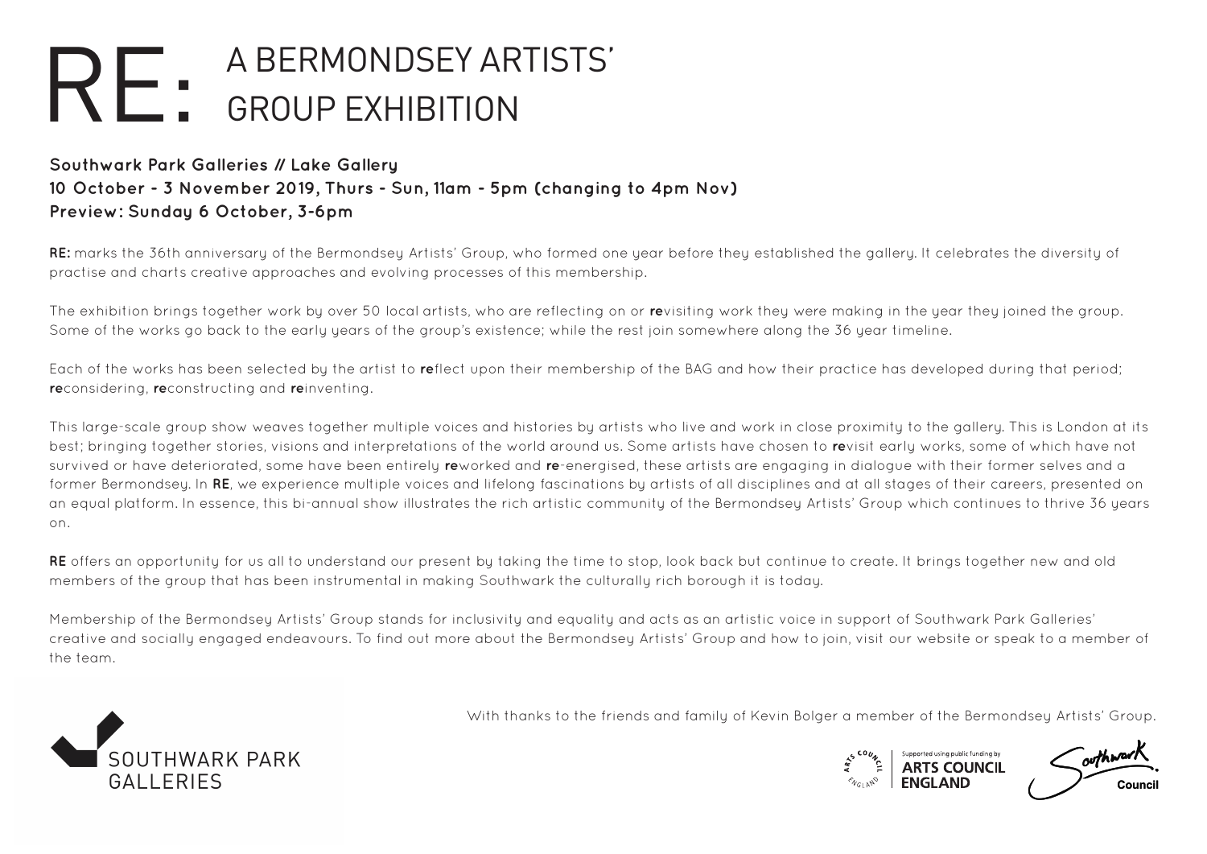# RE: A BERMONDSEY ARTISTS' GROUP EXHIBITION

**Southwark Park Galleries // Lake Gallery**
**10 October - 3 November 2019, Thurs - Sun, 11am - 5pm (changing to 4pm Nov)**
**Preview: Sunday 6 October, 3-6pm**

**RE:** marks the 36th anniversary of the Bermondsey Artists' Group, who formed one year before they established the gallery. It celebrates the diversity of practise and charts creative approaches and evolving processes of this membership.

The exhibition brings together work by over 50 local artists, who are reflecting on or **re**visiting work they were making in the year they joined the group. Some of the works go back to the early years of the group's existence; while the rest join somewhere along the 36 year timeline.

Each of the works has been selected by the artist to **re**flect upon their membership of the BAG and how their practice has developed during that period; **re**considering, **re**constructing and **re**inventing.

This large-scale group show weaves together multiple voices and histories by artists who live and work in close proximity to the gallery. This is London at its best; bringing together stories, visions and interpretations of the world around us. Some artists have chosen to **re**visit early works, some of which have not survived or have deteriorated, some have been entirely **re**worked and **re**-energised, these artists are engaging in dialogue with their former selves and a former Bermondsey. In **RE**, we experience multiple voices and lifelong fascinations by artists of all disciplines and at all stages of their careers, presented on an equal platform. In essence, this bi-annual show illustrates the rich artistic community of the Bermondsey Artists' Group which continues to thrive 36 years on.

**RE** offers an opportunity for us all to understand our present by taking the time to stop, look back but continue to create. It brings together new and old members of the group that has been instrumental in making Southwark the culturally rich borough it is today.

Membership of the Bermondsey Artists' Group stands for inclusivity and equality and acts as an artistic voice in support of Southwark Park Galleries' creative and socially engaged endeavours. To find out more about the Bermondsey Artists' Group and how to join, visit our website or speak to a member of the team.

SOUTHWARK PARK GALLERIES

With thanks to the friends and family of Kevin Bolger a member of the Bermondsey Artists' Group.

Supported using public funding by ARTS COUNCIL ENGLAND

Southwark Council